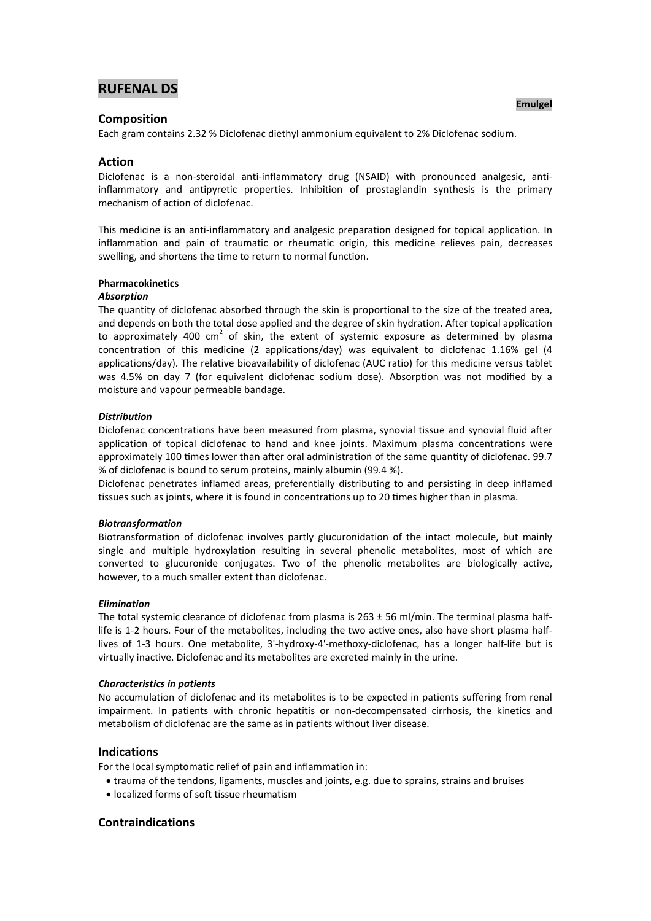# RUFENAL DS

**Emulgel**

## Composition

Each gram contains 2.32 % Diclofenac diethyl ammonium equivalent to 2% Diclofenac sodium.

## Action

Diclofenac is a non-steroidal anti-inflammatory drug (NSAID) with pronounced analgesic, anti-inflammatory and antipyretic properties. Inhibition of prostaglandin synthesis is the primary mechanism of action of diclofenac.

This medicine is an anti-inflammatory and analgesic preparation designed for topical application. In inflammation and pain of traumatic or rheumatic origin, this medicine relieves pain, decreases swelling, and shortens the time to return to normal function.

### Pharmacokinetics

#### *Absorption*

The quantity of diclofenac absorbed through the skin is proportional to the size of the treated area, and depends on both the total dose applied and the degree of skin hydration. After topical application to approximately 400 $cm^2$ of skin, the extent of systemic exposure as determined by plasma concentration of this medicine (2 applications/day) was equivalent to diclofenac 1.16% gel (4 applications/day). The relative bioavailability of diclofenac (AUC ratio) for this medicine versus tablet was 4.5% on day 7 (for equivalent diclofenac sodium dose). Absorption was not modified by a moisture and vapour permeable bandage.

#### *Distribution*

Diclofenac concentrations have been measured from plasma, synovial tissue and synovial fluid after application of topical diclofenac to hand and knee joints. Maximum plasma concentrations were approximately 100 times lower than after oral administration of the same quantity of diclofenac. 99.7 % of diclofenac is bound to serum proteins, mainly albumin (99.4 %).

Diclofenac penetrates inflamed areas, preferentially distributing to and persisting in deep inflamed tissues such as joints, where it is found in concentrations up to 20 times higher than in plasma.

#### *Biotransformation*

Biotransformation of diclofenac involves partly glucuronidation of the intact molecule, but mainly single and multiple hydroxylation resulting in several phenolic metabolites, most of which are converted to glucuronide conjugates. Two of the phenolic metabolites are biologically active, however, to a much smaller extent than diclofenac.

#### *Elimination*

The total systemic clearance of diclofenac from plasma is 263 ± 56 ml/min. The terminal plasma half-life is 1-2 hours. Four of the metabolites, including the two active ones, also have short plasma half-lives of 1-3 hours. One metabolite, 3'-hydroxy-4'-methoxy-diclofenac, has a longer half-life but is virtually inactive. Diclofenac and its metabolites are excreted mainly in the urine.

#### *Characteristics in patients*

No accumulation of diclofenac and its metabolites is to be expected in patients suffering from renal impairment. In patients with chronic hepatitis or non-decompensated cirrhosis, the kinetics and metabolism of diclofenac are the same as in patients without liver disease.

## Indications

For the local symptomatic relief of pain and inflammation in:

- trauma of the tendons, ligaments, muscles and joints, e.g. due to sprains, strains and bruises
- localized forms of soft tissue rheumatism

## Contraindications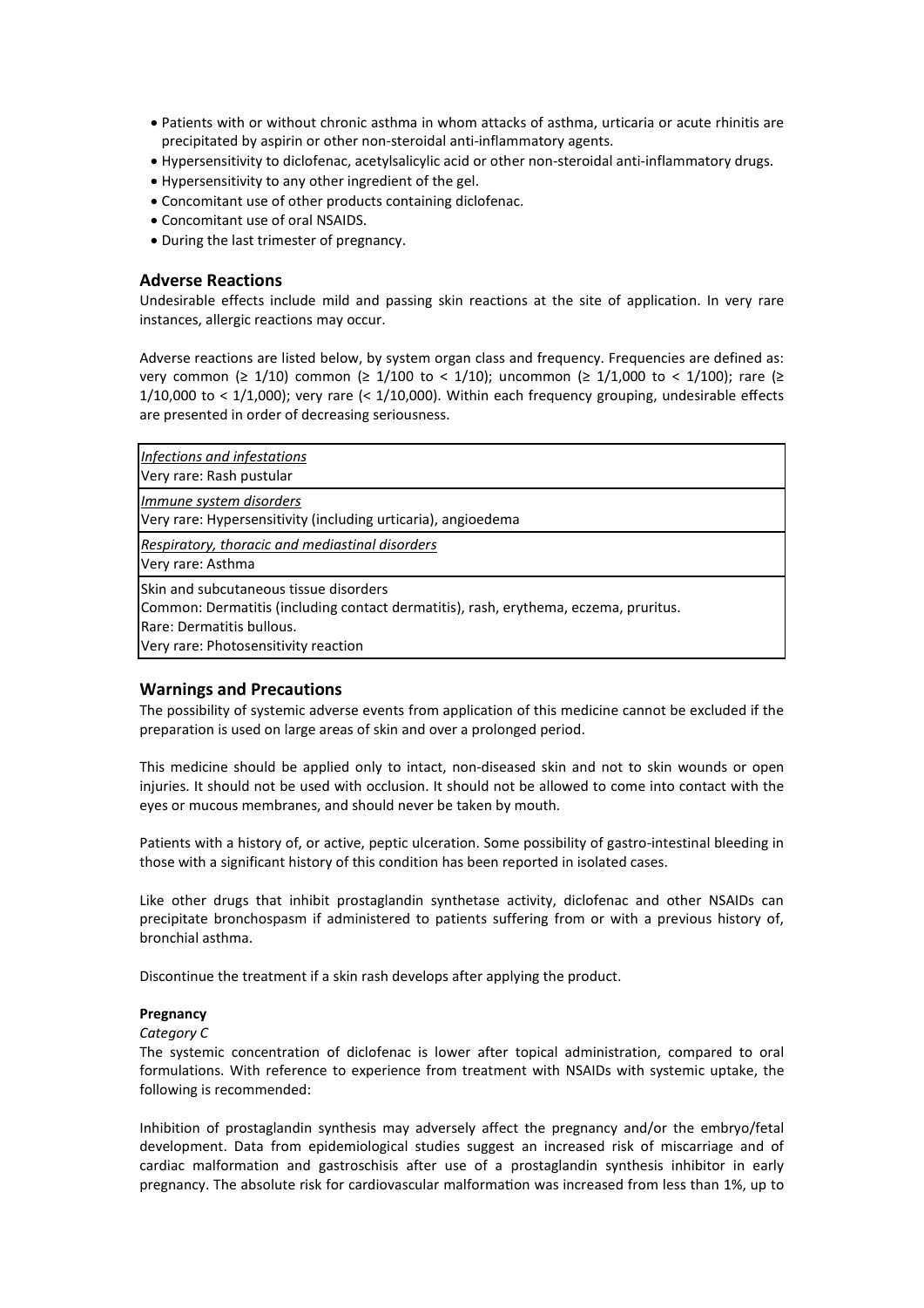- Patients with or without chronic asthma in whom attacks of asthma, urticaria or acute rhinitis are precipitated by aspirin or other non-steroidal anti-inflammatory agents.
- Hypersensitivity to diclofenac, acetylsalicylic acid or other non-steroidal anti-inflammatory drugs.
- Hypersensitivity to any other ingredient of the gel.
- Concomitant use of other products containing diclofenac.
- Concomitant use of oral NSAIDS.
- During the last trimester of pregnancy.

## Adverse Reactions

Undesirable effects include mild and passing skin reactions at the site of application. In very rare instances, allergic reactions may occur.

Adverse reactions are listed below, by system organ class and frequency. Frequencies are defined as: very common (≥ 1/10) common (≥ 1/100 to < 1/10); uncommon (≥ 1/1,000 to < 1/100); rare (≥ 1/10,000 to < 1/1,000); very rare (< 1/10,000). Within each frequency grouping, undesirable effects are presented in order of decreasing seriousness.

| |
|---|
| *Infections and infestations*<br>Very rare: Rash pustular |
| *Immune system disorders*<br>Very rare: Hypersensitivity (including urticaria), angioedema |
| *Respiratory, thoracic and mediastinal disorders*<br>Very rare: Asthma |
| Skin and subcutaneous tissue disorders<br>Common: Dermatitis (including contact dermatitis), rash, erythema, eczema, pruritus.<br>Rare: Dermatitis bullous.<br>Very rare: Photosensitivity reaction |

## Warnings and Precautions

The possibility of systemic adverse events from application of this medicine cannot be excluded if the preparation is used on large areas of skin and over a prolonged period.

This medicine should be applied only to intact, non-diseased skin and not to skin wounds or open injuries. It should not be used with occlusion. It should not be allowed to come into contact with the eyes or mucous membranes, and should never be taken by mouth.

Patients with a history of, or active, peptic ulceration. Some possibility of gastro-intestinal bleeding in those with a significant history of this condition has been reported in isolated cases.

Like other drugs that inhibit prostaglandin synthetase activity, diclofenac and other NSAIDs can precipitate bronchospasm if administered to patients suffering from or with a previous history of, bronchial asthma.

Discontinue the treatment if a skin rash develops after applying the product.

**Pregnancy**

*Category C*

The systemic concentration of diclofenac is lower after topical administration, compared to oral formulations. With reference to experience from treatment with NSAIDs with systemic uptake, the following is recommended:

Inhibition of prostaglandin synthesis may adversely affect the pregnancy and/or the embryo/fetal development. Data from epidemiological studies suggest an increased risk of miscarriage and of cardiac malformation and gastroschisis after use of a prostaglandin synthesis inhibitor in early pregnancy. The absolute risk for cardiovascular malformation was increased from less than 1%, up to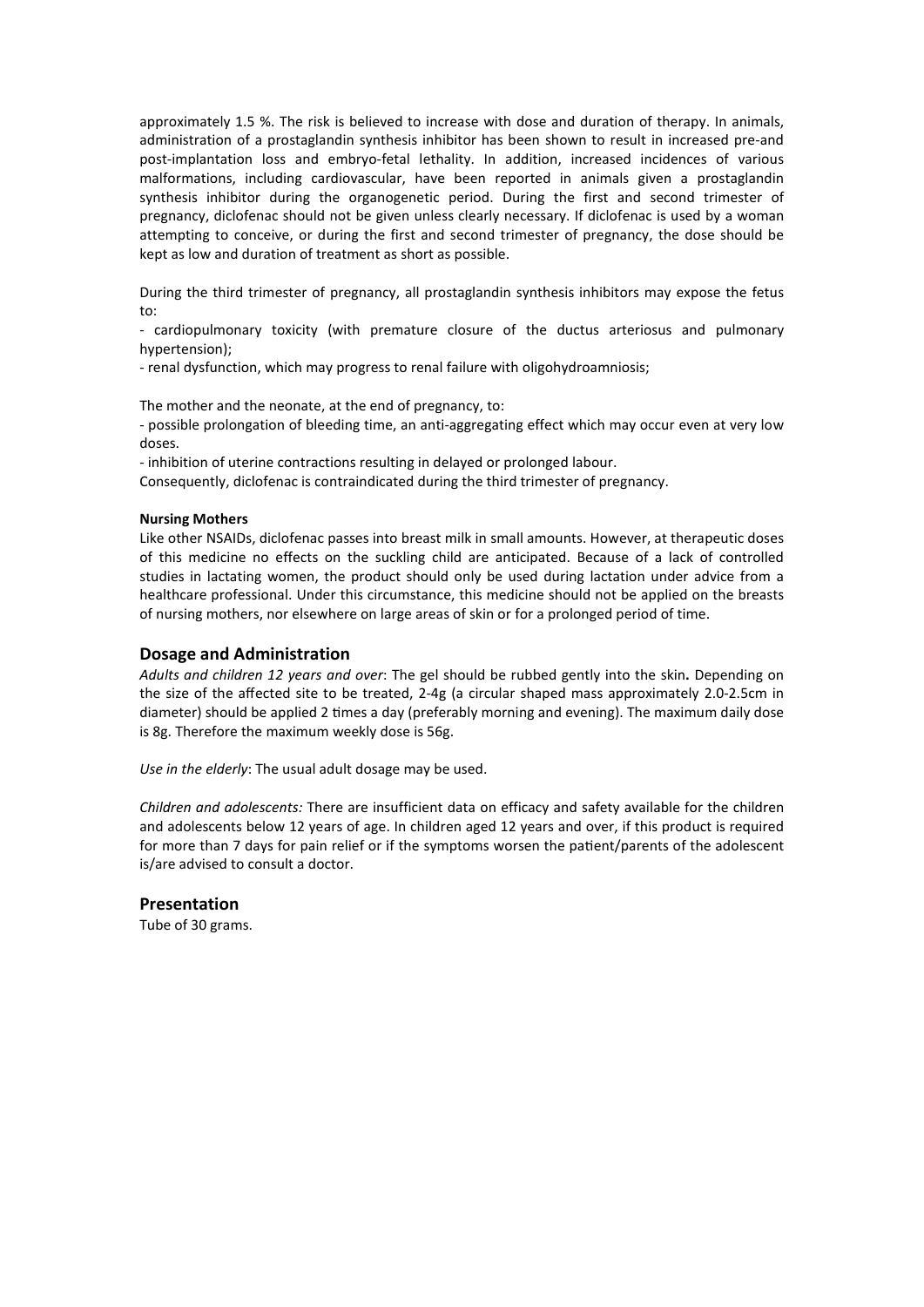approximately 1.5 %. The risk is believed to increase with dose and duration of therapy. In animals, administration of a prostaglandin synthesis inhibitor has been shown to result in increased pre-and post-implantation loss and embryo-fetal lethality. In addition, increased incidences of various malformations, including cardiovascular, have been reported in animals given a prostaglandin synthesis inhibitor during the organogenetic period. During the first and second trimester of pregnancy, diclofenac should not be given unless clearly necessary. If diclofenac is used by a woman attempting to conceive, or during the first and second trimester of pregnancy, the dose should be kept as low and duration of treatment as short as possible.

During the third trimester of pregnancy, all prostaglandin synthesis inhibitors may expose the fetus to:

- cardiopulmonary toxicity (with premature closure of the ductus arteriosus and pulmonary hypertension);
- renal dysfunction, which may progress to renal failure with oligohydroamniosis;

The mother and the neonate, at the end of pregnancy, to:

- possible prolongation of bleeding time, an anti-aggregating effect which may occur even at very low doses.
- inhibition of uterine contractions resulting in delayed or prolonged labour.

Consequently, diclofenac is contraindicated during the third trimester of pregnancy.

**Nursing Mothers**

Like other NSAIDs, diclofenac passes into breast milk in small amounts. However, at therapeutic doses of this medicine no effects on the suckling child are anticipated. Because of a lack of controlled studies in lactating women, the product should only be used during lactation under advice from a healthcare professional. Under this circumstance, this medicine should not be applied on the breasts of nursing mothers, nor elsewhere on large areas of skin or for a prolonged period of time.

## Dosage and Administration

*Adults and children 12 years and over*: The gel should be rubbed gently into the skin**.** Depending on the size of the affected site to be treated, 2-4g (a circular shaped mass approximately 2.0-2.5cm in diameter) should be applied 2 times a day (preferably morning and evening). The maximum daily dose is 8g. Therefore the maximum weekly dose is 56g.

*Use in the elderly*: The usual adult dosage may be used.

*Children and adolescents:* There are insufficient data on efficacy and safety available for the children and adolescents below 12 years of age. In children aged 12 years and over, if this product is required for more than 7 days for pain relief or if the symptoms worsen the patient/parents of the adolescent is/are advised to consult a doctor.

## Presentation

Tube of 30 grams.